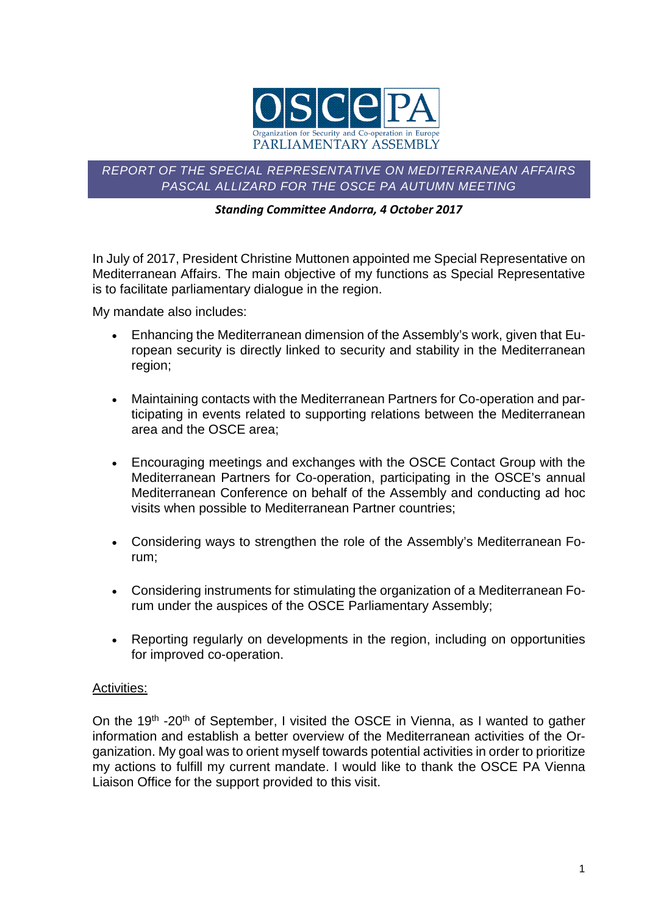# REPORT OF THE SPECIAL REPRESENTATIVE ON MEDITERRANEAN AFFAIRS PASCAL ALLIZARD FOR THE OSCE PA AUTUMN MEETING

***Standing Committee Andorra, 4 October 2017***

In July of 2017, President Christine Muttonen appointed me Special Representative on Mediterranean Affairs. The main objective of my functions as Special Representative is to facilitate parliamentary dialogue in the region.

My mandate also includes:

- Enhancing the Mediterranean dimension of the Assembly's work, given that European security is directly linked to security and stability in the Mediterranean region;
- Maintaining contacts with the Mediterranean Partners for Co-operation and participating in events related to supporting relations between the Mediterranean area and the OSCE area;
- Encouraging meetings and exchanges with the OSCE Contact Group with the Mediterranean Partners for Co-operation, participating in the OSCE's annual Mediterranean Conference on behalf of the Assembly and conducting ad hoc visits when possible to Mediterranean Partner countries;
- Considering ways to strengthen the role of the Assembly's Mediterranean Forum;
- Considering instruments for stimulating the organization of a Mediterranean Forum under the auspices of the OSCE Parliamentary Assembly;
- Reporting regularly on developments in the region, including on opportunities for improved co-operation.

<u>Activities:</u>

On the 19th -20th of September, I visited the OSCE in Vienna, as I wanted to gather information and establish a better overview of the Mediterranean activities of the Organization. My goal was to orient myself towards potential activities in order to prioritize my actions to fulfill my current mandate. I would like to thank the OSCE PA Vienna Liaison Office for the support provided to this visit.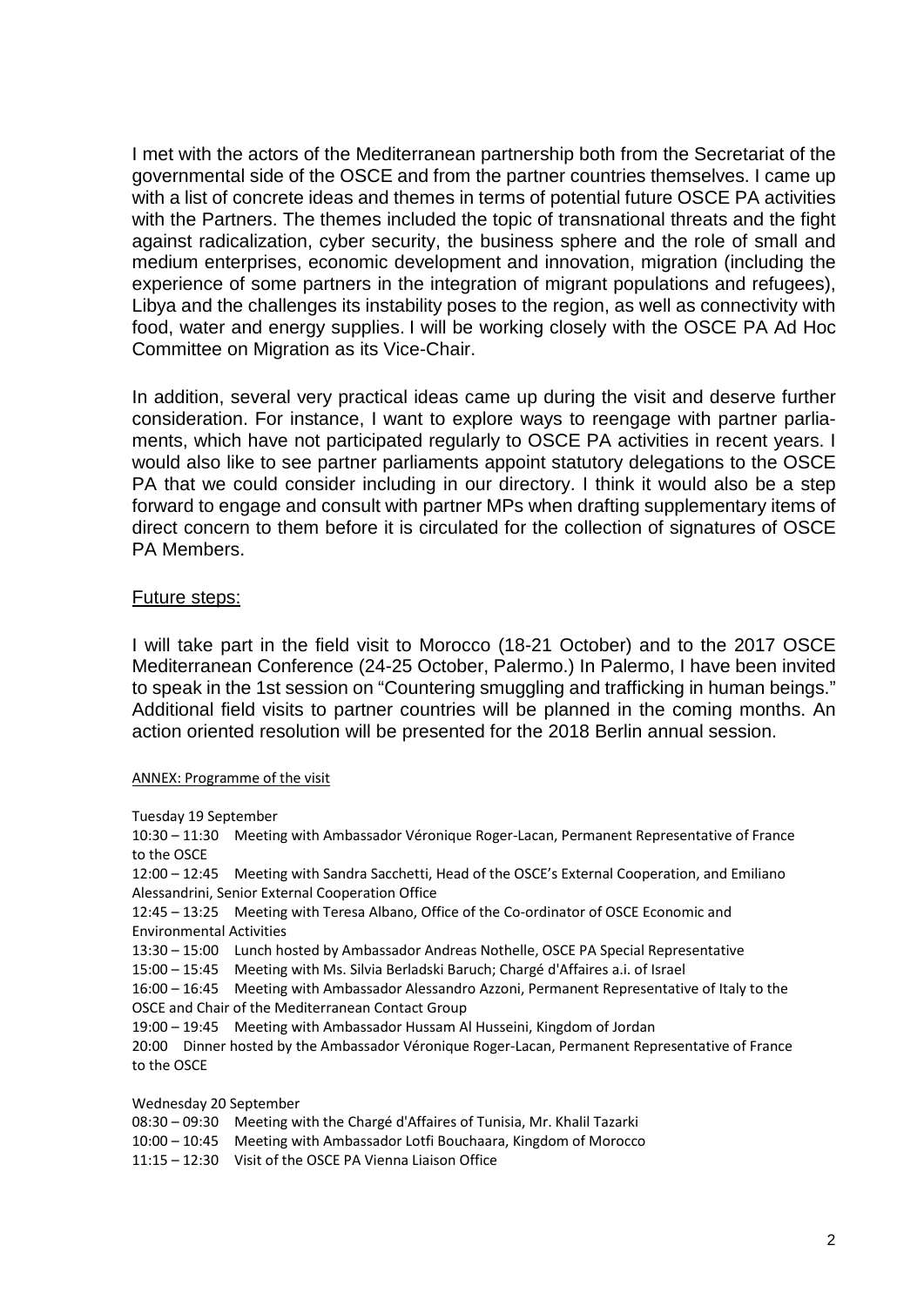I met with the actors of the Mediterranean partnership both from the Secretariat of the governmental side of the OSCE and from the partner countries themselves. I came up with a list of concrete ideas and themes in terms of potential future OSCE PA activities with the Partners. The themes included the topic of transnational threats and the fight against radicalization, cyber security, the business sphere and the role of small and medium enterprises, economic development and innovation, migration (including the experience of some partners in the integration of migrant populations and refugees), Libya and the challenges its instability poses to the region, as well as connectivity with food, water and energy supplies. I will be working closely with the OSCE PA Ad Hoc Committee on Migration as its Vice-Chair.

In addition, several very practical ideas came up during the visit and deserve further consideration. For instance, I want to explore ways to reengage with partner parliaments, which have not participated regularly to OSCE PA activities in recent years. I would also like to see partner parliaments appoint statutory delegations to the OSCE PA that we could consider including in our directory. I think it would also be a step forward to engage and consult with partner MPs when drafting supplementary items of direct concern to them before it is circulated for the collection of signatures of OSCE PA Members.

## Future steps:

I will take part in the field visit to Morocco (18-21 October) and to the 2017 OSCE Mediterranean Conference (24-25 October, Palermo.) In Palermo, I have been invited to speak in the 1st session on "Countering smuggling and trafficking in human beings." Additional field visits to partner countries will be planned in the coming months. An action oriented resolution will be presented for the 2018 Berlin annual session.

### ANNEX: Programme of the visit

Tuesday 19 September

10:30 – 11:30 Meeting with Ambassador Véronique Roger-Lacan, Permanent Representative of France to the OSCE

12:00 – 12:45 Meeting with Sandra Sacchetti, Head of the OSCE's External Cooperation, and Emiliano Alessandrini, Senior External Cooperation Office

12:45 – 13:25 Meeting with Teresa Albano, Office of the Co-ordinator of OSCE Economic and Environmental Activities

13:30 – 15:00 Lunch hosted by Ambassador Andreas Nothelle, OSCE PA Special Representative

15:00 – 15:45 Meeting with Ms. Silvia Berladski Baruch; Chargé d'Affaires a.i. of Israel

16:00 – 16:45 Meeting with Ambassador Alessandro Azzoni, Permanent Representative of Italy to the OSCE and Chair of the Mediterranean Contact Group

19:00 – 19:45 Meeting with Ambassador Hussam Al Husseini, Kingdom of Jordan

20:00 Dinner hosted by the Ambassador Véronique Roger-Lacan, Permanent Representative of France to the OSCE

Wednesday 20 September

08:30 – 09:30 Meeting with the Chargé d'Affaires of Tunisia, Mr. Khalil Tazarki

10:00 – 10:45 Meeting with Ambassador Lotfi Bouchaara, Kingdom of Morocco

11:15 – 12:30 Visit of the OSCE PA Vienna Liaison Office